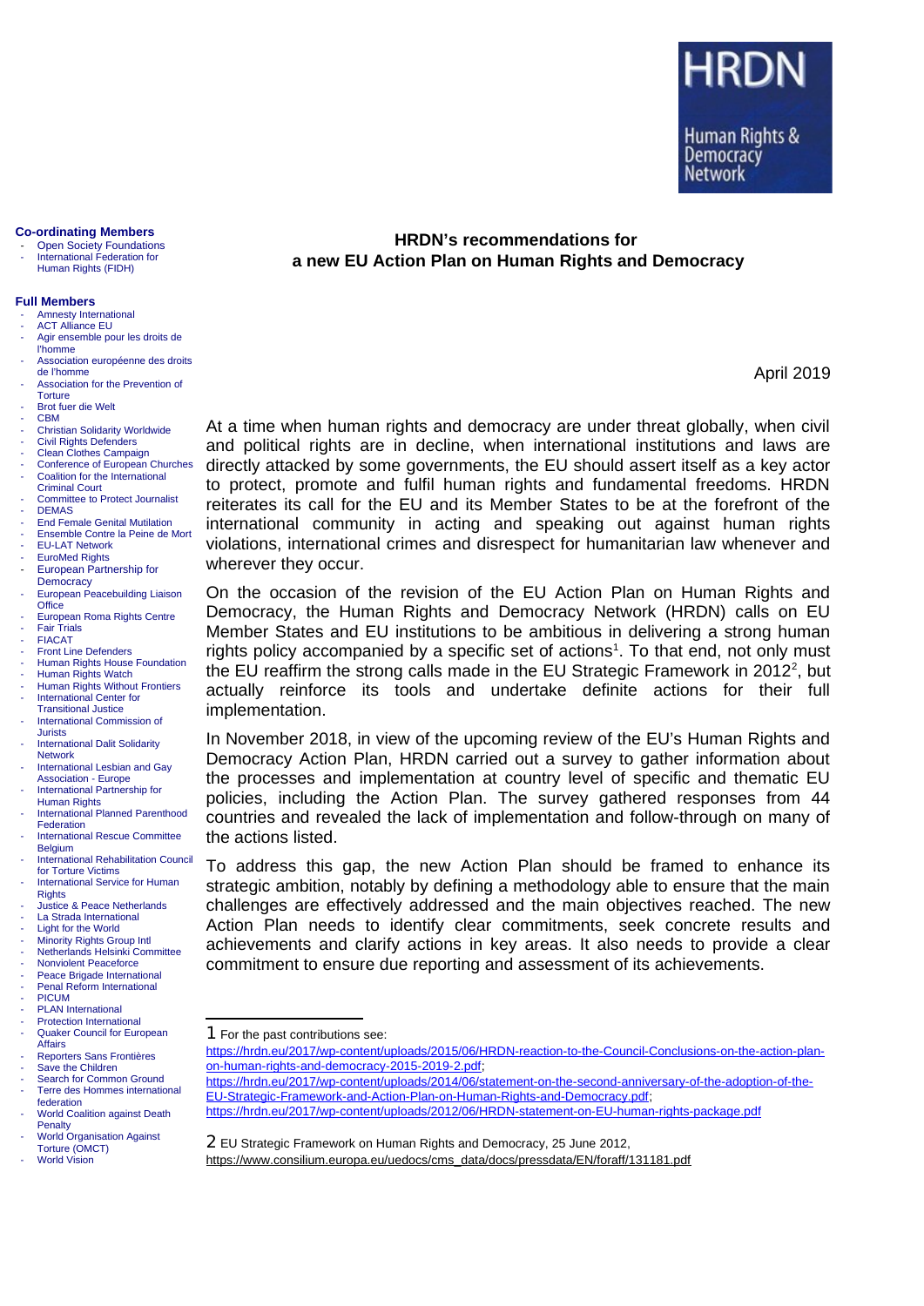HRDN

Human Rights & Democracy Network

**Co-ordinating Members**

- Open Society Foundations
- International Federation for Human Rights (FIDH)

**Full Members**

- Amnesty International
- ACT Alliance EU
- Agir ensemble pour les droits de l'homme
- Association européenne des droits de l'homme
- Association for the Prevention of Torture
- Brot fuer die Welt
- CBM
- Christian Solidarity Worldwide
- Civil Rights Defenders
- Clean Clothes Campaign
- Conference of European Churches
- Coalition for the International Criminal Court
- Committee to Protect Journalist
- DEMAS
- End Female Genital Mutilation
- Ensemble Contre la Peine de Mort
- EU-LAT Network
- EuroMed Rights
- European Partnership for Democracy
- European Peacebuilding Liaison Office
- European Roma Rights Centre
- Fair Trials
- FIACAT
- Front Line Defenders
- Human Rights House Foundation
- Human Rights Watch
- Human Rights Without Frontiers
- International Center for Transitional Justice
- International Commission of Jurists
- International Dalit Solidarity Network
- International Lesbian and Gay Association - Europe
- International Partnership for Human Rights
- International Planned Parenthood Federation
- International Rescue Committee Belgium
- International Rehabilitation Council for Torture Victims
- International Service for Human Rights
- Justice & Peace Netherlands
- La Strada International
- Light for the World
- Minority Rights Group Intl
- Netherlands Helsinki Committee
- Nonviolent Peaceforce
- Peace Brigade International
- Penal Reform International
- PICUM
- PLAN International
- Protection International
- Quaker Council for European Affairs
- Reporters Sans Frontières
- Save the Children
- Search for Common Ground
- Terre des Hommes international federation
- World Coalition against Death Penalty
- World Organisation Against Torture (OMCT)
- World Vision

# HRDN's recommendations for a new EU Action Plan on Human Rights and Democracy

April 2019

At a time when human rights and democracy are under threat globally, when civil and political rights are in decline, when international institutions and laws are directly attacked by some governments, the EU should assert itself as a key actor to protect, promote and fulfil human rights and fundamental freedoms. HRDN reiterates its call for the EU and its Member States to be at the forefront of the international community in acting and speaking out against human rights violations, international crimes and disrespect for humanitarian law whenever and wherever they occur.

On the occasion of the revision of the EU Action Plan on Human Rights and Democracy, the Human Rights and Democracy Network (HRDN) calls on EU Member States and EU institutions to be ambitious in delivering a strong human rights policy accompanied by a specific set of actions[1]. To that end, not only must the EU reaffirm the strong calls made in the EU Strategic Framework in 2012[2], but actually reinforce its tools and undertake definite actions for their full implementation.

In November 2018, in view of the upcoming review of the EU's Human Rights and Democracy Action Plan, HRDN carried out a survey to gather information about the processes and implementation at country level of specific and thematic EU policies, including the Action Plan. The survey gathered responses from 44 countries and revealed the lack of implementation and follow-through on many of the actions listed.

To address this gap, the new Action Plan should be framed to enhance its strategic ambition, notably by defining a methodology able to ensure that the main challenges are effectively addressed and the main objectives reached. The new Action Plan needs to identify clear commitments, seek concrete results and achievements and clarify actions in key areas. It also needs to provide a clear commitment to ensure due reporting and assessment of its achievements.

---

1 For the past contributions see:
https://hrdn.eu/2017/wp-content/uploads/2015/06/HRDN-reaction-to-the-Council-Conclusions-on-the-action-plan-on-human-rights-and-democracy-2015-2019-2.pdf;
https://hrdn.eu/2017/wp-content/uploads/2014/06/statement-on-the-second-anniversary-of-the-adoption-of-the-EU-Strategic-Framework-and-Action-Plan-on-Human-Rights-and-Democracy.pdf;
https://hrdn.eu/2017/wp-content/uploads/2012/06/HRDN-statement-on-EU-human-rights-package.pdf

2 EU Strategic Framework on Human Rights and Democracy, 25 June 2012,
https://www.consilium.europa.eu/uedocs/cms_data/docs/pressdata/EN/foraff/131181.pdf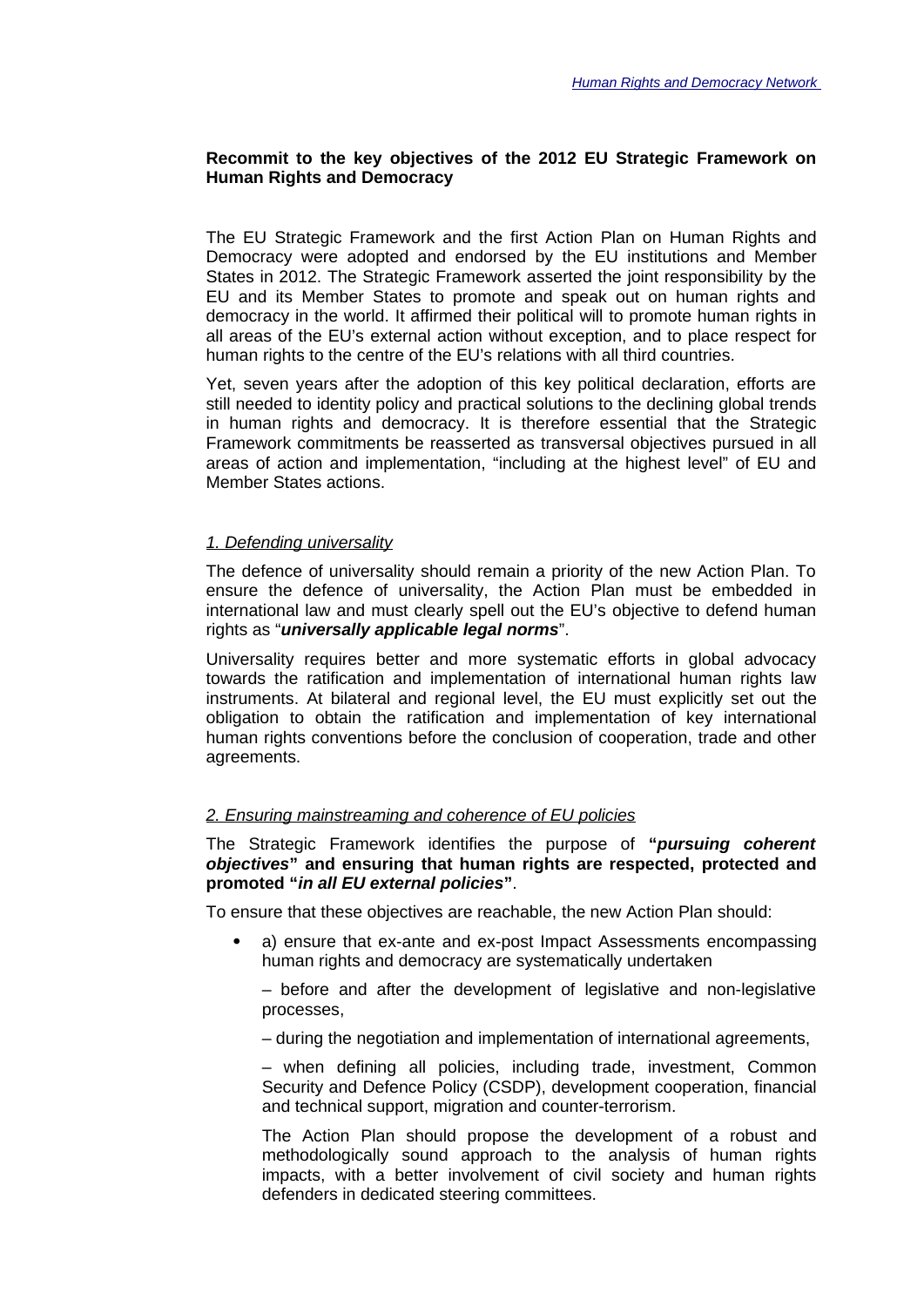**Recommit to the key objectives of the 2012 EU Strategic Framework on Human Rights and Democracy**

The EU Strategic Framework and the first Action Plan on Human Rights and Democracy were adopted and endorsed by the EU institutions and Member States in 2012. The Strategic Framework asserted the joint responsibility by the EU and its Member States to promote and speak out on human rights and democracy in the world. It affirmed their political will to promote human rights in all areas of the EU's external action without exception, and to place respect for human rights to the centre of the EU's relations with all third countries.

Yet, seven years after the adoption of this key political declaration, efforts are still needed to identity policy and practical solutions to the declining global trends in human rights and democracy. It is therefore essential that the Strategic Framework commitments be reasserted as transversal objectives pursued in all areas of action and implementation, "including at the highest level" of EU and Member States actions.

*1. Defending universality*

The defence of universality should remain a priority of the new Action Plan. To ensure the defence of universality, the Action Plan must be embedded in international law and must clearly spell out the EU's objective to defend human rights as "***universally applicable legal norms***".

Universality requires better and more systematic efforts in global advocacy towards the ratification and implementation of international human rights law instruments. At bilateral and regional level, the EU must explicitly set out the obligation to obtain the ratification and implementation of key international human rights conventions before the conclusion of cooperation, trade and other agreements.

*2. Ensuring mainstreaming and coherence of EU policies*

The Strategic Framework identifies the purpose of **"*pursuing coherent objectives*" and ensuring that human rights are respected, protected and promoted "*in all EU external policies*"**.

To ensure that these objectives are reachable, the new Action Plan should:

- a) ensure that ex-ante and ex-post Impact Assessments encompassing human rights and democracy are systematically undertaken

  – before and after the development of legislative and non-legislative processes,

  – during the negotiation and implementation of international agreements,

  – when defining all policies, including trade, investment, Common Security and Defence Policy (CSDP), development cooperation, financial and technical support, migration and counter-terrorism.

  The Action Plan should propose the development of a robust and methodologically sound approach to the analysis of human rights impacts, with a better involvement of civil society and human rights defenders in dedicated steering committees.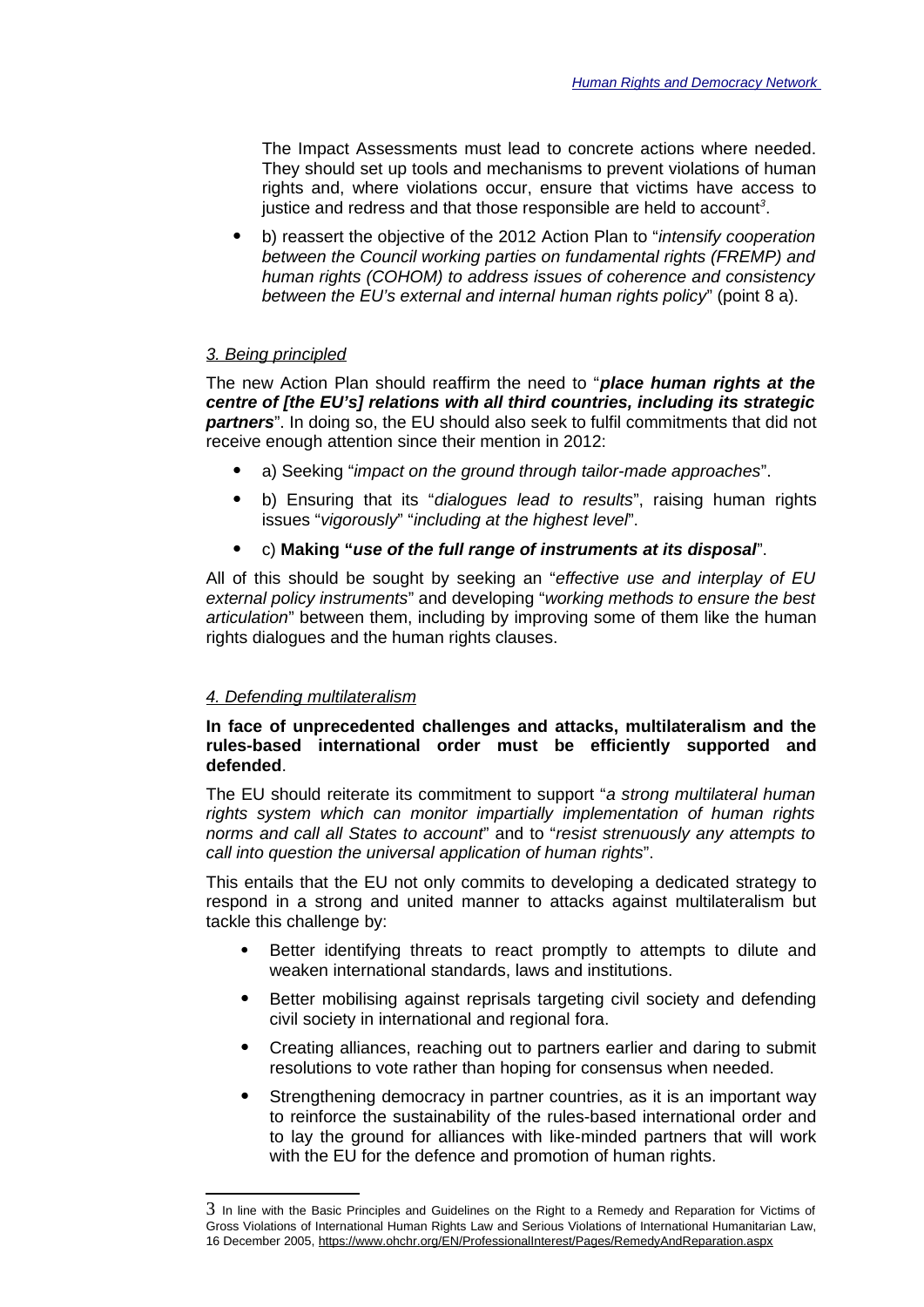The Impact Assessments must lead to concrete actions where needed. They should set up tools and mechanisms to prevent violations of human rights and, where violations occur, ensure that victims have access to justice and redress and that those responsible are held to account[3].

- b) reassert the objective of the 2012 Action Plan to "*intensify cooperation between the Council working parties on fundamental rights (FREMP) and human rights (COHOM) to address issues of coherence and consistency between the EU's external and internal human rights policy*" (point 8 a).

*3. Being principled*

The new Action Plan should reaffirm the need to "***place human rights at the centre of [the EU's] relations with all third countries, including its strategic partners***". In doing so, the EU should also seek to fulfil commitments that did not receive enough attention since their mention in 2012:

- a) Seeking "*impact on the ground through tailor-made approaches*".
- b) Ensuring that its "*dialogues lead to results*", raising human rights issues "*vigorously*" "*including at the highest level*".
- c) **Making "*use of the full range of instruments at its disposal***".

All of this should be sought by seeking an "*effective use and interplay of EU external policy instruments*" and developing "*working methods to ensure the best articulation*" between them, including by improving some of them like the human rights dialogues and the human rights clauses.

*4. Defending multilateralism*

**In face of unprecedented challenges and attacks, multilateralism and the rules-based international order must be efficiently supported and defended**.

The EU should reiterate its commitment to support "*a strong multilateral human rights system which can monitor impartially implementation of human rights norms and call all States to account*" and to "*resist strenuously any attempts to call into question the universal application of human rights*".

This entails that the EU not only commits to developing a dedicated strategy to respond in a strong and united manner to attacks against multilateralism but tackle this challenge by:

- Better identifying threats to react promptly to attempts to dilute and weaken international standards, laws and institutions.
- Better mobilising against reprisals targeting civil society and defending civil society in international and regional fora.
- Creating alliances, reaching out to partners earlier and daring to submit resolutions to vote rather than hoping for consensus when needed.
- Strengthening democracy in partner countries, as it is an important way to reinforce the sustainability of the rules-based international order and to lay the ground for alliances with like-minded partners that will work with the EU for the defence and promotion of human rights.

---

[3] In line with the Basic Principles and Guidelines on the Right to a Remedy and Reparation for Victims of Gross Violations of International Human Rights Law and Serious Violations of International Humanitarian Law, 16 December 2005, https://www.ohchr.org/EN/ProfessionalInterest/Pages/RemedyAndReparation.aspx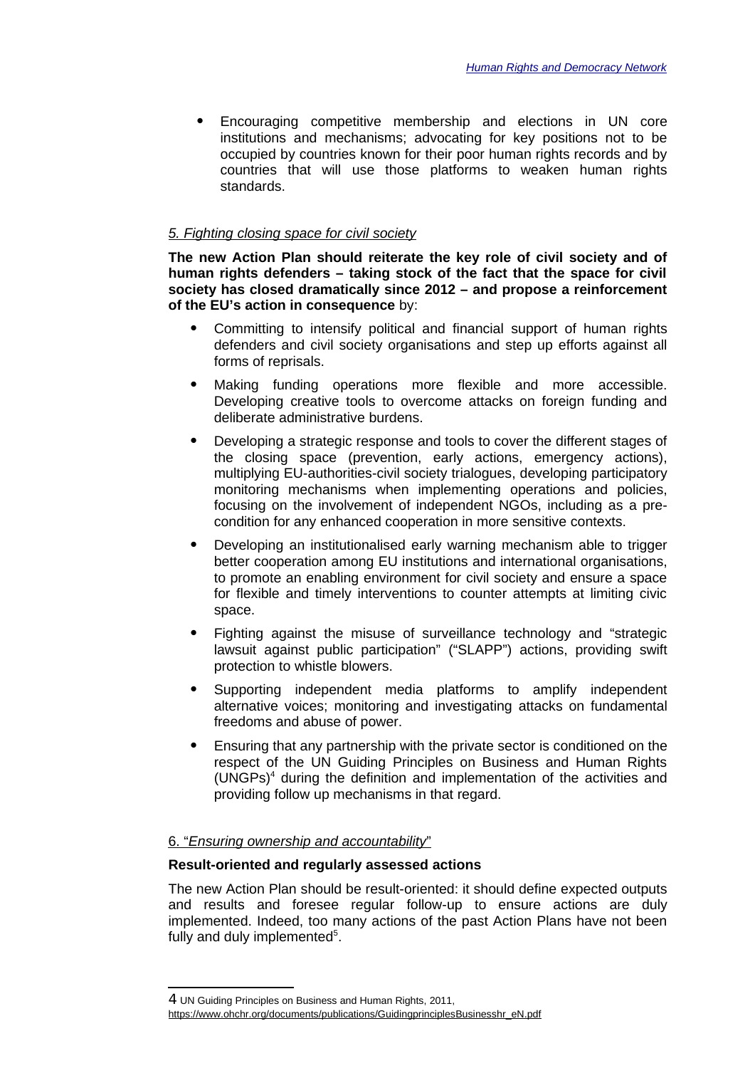- Encouraging competitive membership and elections in UN core institutions and mechanisms; advocating for key positions not to be occupied by countries known for their poor human rights records and by countries that will use those platforms to weaken human rights standards.

### *5. Fighting closing space for civil society*

**The new Action Plan should reiterate the key role of civil society and of human rights defenders – taking stock of the fact that the space for civil society has closed dramatically since 2012 – and propose a reinforcement of the EU's action in consequence** by:

- Committing to intensify political and financial support of human rights defenders and civil society organisations and step up efforts against all forms of reprisals.
- Making funding operations more flexible and more accessible. Developing creative tools to overcome attacks on foreign funding and deliberate administrative burdens.
- Developing a strategic response and tools to cover the different stages of the closing space (prevention, early actions, emergency actions), multiplying EU-authorities-civil society trialogues, developing participatory monitoring mechanisms when implementing operations and policies, focusing on the involvement of independent NGOs, including as a pre-condition for any enhanced cooperation in more sensitive contexts.
- Developing an institutionalised early warning mechanism able to trigger better cooperation among EU institutions and international organisations, to promote an enabling environment for civil society and ensure a space for flexible and timely interventions to counter attempts at limiting civic space.
- Fighting against the misuse of surveillance technology and "strategic lawsuit against public participation" ("SLAPP") actions, providing swift protection to whistle blowers.
- Supporting independent media platforms to amplify independent alternative voices; monitoring and investigating attacks on fundamental freedoms and abuse of power.
- Ensuring that any partnership with the private sector is conditioned on the respect of the UN Guiding Principles on Business and Human Rights (UNGPs)[4] during the definition and implementation of the activities and providing follow up mechanisms in that regard.

### 6. "*Ensuring ownership and accountability*"

**Result-oriented and regularly assessed actions**

The new Action Plan should be result-oriented: it should define expected outputs and results and foresee regular follow-up to ensure actions are duly implemented. Indeed, too many actions of the past Action Plans have not been fully and duly implemented[5].

---

[4] UN Guiding Principles on Business and Human Rights, 2011, https://www.ohchr.org/documents/publications/GuidingprinciplesBusinesshr_eN.pdf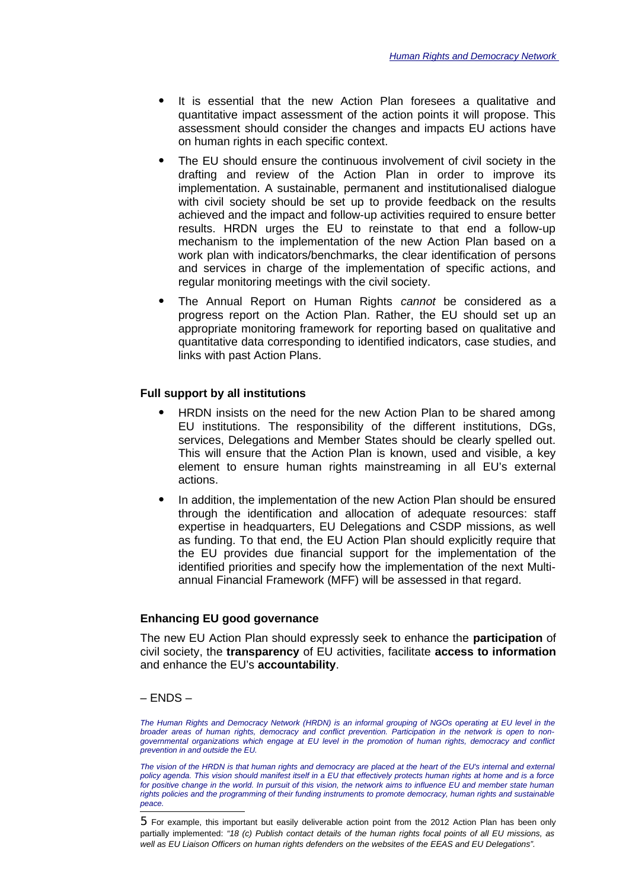- It is essential that the new Action Plan foresees a qualitative and quantitative impact assessment of the action points it will propose. This assessment should consider the changes and impacts EU actions have on human rights in each specific context.
- The EU should ensure the continuous involvement of civil society in the drafting and review of the Action Plan in order to improve its implementation. A sustainable, permanent and institutionalised dialogue with civil society should be set up to provide feedback on the results achieved and the impact and follow-up activities required to ensure better results. HRDN urges the EU to reinstate to that end a follow-up mechanism to the implementation of the new Action Plan based on a work plan with indicators/benchmarks, the clear identification of persons and services in charge of the implementation of specific actions, and regular monitoring meetings with the civil society.
- The Annual Report on Human Rights *cannot* be considered as a progress report on the Action Plan. Rather, the EU should set up an appropriate monitoring framework for reporting based on qualitative and quantitative data corresponding to identified indicators, case studies, and links with past Action Plans.

**Full support by all institutions**

- HRDN insists on the need for the new Action Plan to be shared among EU institutions. The responsibility of the different institutions, DGs, services, Delegations and Member States should be clearly spelled out. This will ensure that the Action Plan is known, used and visible, a key element to ensure human rights mainstreaming in all EU's external actions.
- In addition, the implementation of the new Action Plan should be ensured through the identification and allocation of adequate resources: staff expertise in headquarters, EU Delegations and CSDP missions, as well as funding. To that end, the EU Action Plan should explicitly require that the EU provides due financial support for the implementation of the identified priorities and specify how the implementation of the next Multi-annual Financial Framework (MFF) will be assessed in that regard.

**Enhancing EU good governance**

The new EU Action Plan should expressly seek to enhance the **participation** of civil society, the **transparency** of EU activities, facilitate **access to information** and enhance the EU's **accountability**.

– ENDS –

*The Human Rights and Democracy Network (HRDN) is an informal grouping of NGOs operating at EU level in the broader areas of human rights, democracy and conflict prevention. Participation in the network is open to non-governmental organizations which engage at EU level in the promotion of human rights, democracy and conflict prevention in and outside the EU.*

*The vision of the HRDN is that human rights and democracy are placed at the heart of the EU's internal and external policy agenda. This vision should manifest itself in a EU that effectively protects human rights at home and is a force for positive change in the world. In pursuit of this vision, the network aims to influence EU and member state human rights policies and the programming of their funding instruments to promote democracy, human rights and sustainable peace.*

---

[5] For example, this important but easily deliverable action point from the 2012 Action Plan has been only partially implemented: *"18 (c) Publish contact details of the human rights focal points of all EU missions, as well as EU Liaison Officers on human rights defenders on the websites of the EEAS and EU Delegations".*